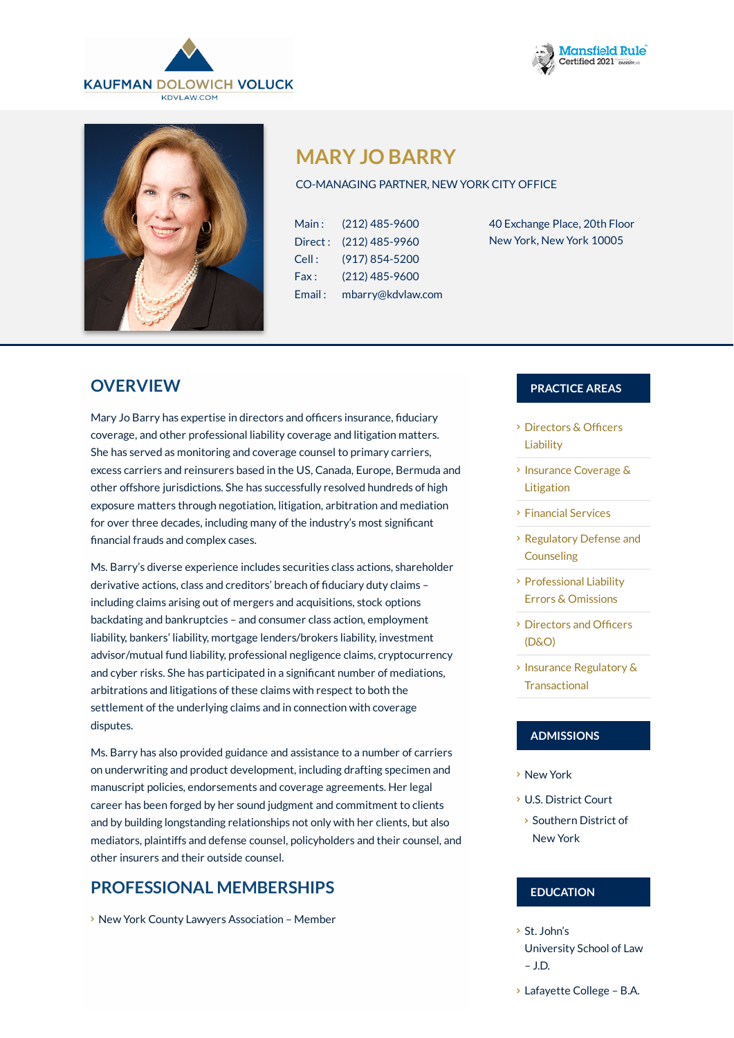KAUFMAN DOLOWICH VOLUCK
KDVLAW.COM

Mansfield Rule Certified 2021

# MARY JO BARRY

CO-MANAGING PARTNER, NEW YORK CITY OFFICE

Main : (212) 485-9600
Direct : (212) 485-9960
Cell : (917) 854-5200
Fax : (212) 485-9600
Email : mbarry@kdvlaw.com

40 Exchange Place, 20th Floor
New York, New York 10005

## OVERVIEW

Mary Jo Barry has expertise in directors and officers insurance, fiduciary coverage, and other professional liability coverage and litigation matters. She has served as monitoring and coverage counsel to primary carriers, excess carriers and reinsurers based in the US, Canada, Europe, Bermuda and other offshore jurisdictions. She has successfully resolved hundreds of high exposure matters through negotiation, litigation, arbitration and mediation for over three decades, including many of the industry's most significant financial frauds and complex cases.

Ms. Barry's diverse experience includes securities class actions, shareholder derivative actions, class and creditors' breach of fiduciary duty claims – including claims arising out of mergers and acquisitions, stock options backdating and bankruptcies – and consumer class action, employment liability, bankers' liability, mortgage lenders/brokers liability, investment advisor/mutual fund liability, professional negligence claims, cryptocurrency and cyber risks. She has participated in a significant number of mediations, arbitrations and litigations of these claims with respect to both the settlement of the underlying claims and in connection with coverage disputes.

Ms. Barry has also provided guidance and assistance to a number of carriers on underwriting and product development, including drafting specimen and manuscript policies, endorsements and coverage agreements. Her legal career has been forged by her sound judgment and commitment to clients and by building longstanding relationships not only with her clients, but also mediators, plaintiffs and defense counsel, policyholders and their counsel, and other insurers and their outside counsel.

## PROFESSIONAL MEMBERSHIPS

- New York County Lawyers Association – Member

## PRACTICE AREAS

- Directors & Officers Liability
- Insurance Coverage & Litigation
- Financial Services
- Regulatory Defense and Counseling
- Professional Liability Errors & Omissions
- Directors and Officers (D&O)
- Insurance Regulatory & Transactional

## ADMISSIONS

- New York
- U.S. District Court
  - Southern District of New York

## EDUCATION

- St. John's University School of Law – J.D.
- Lafayette College – B.A.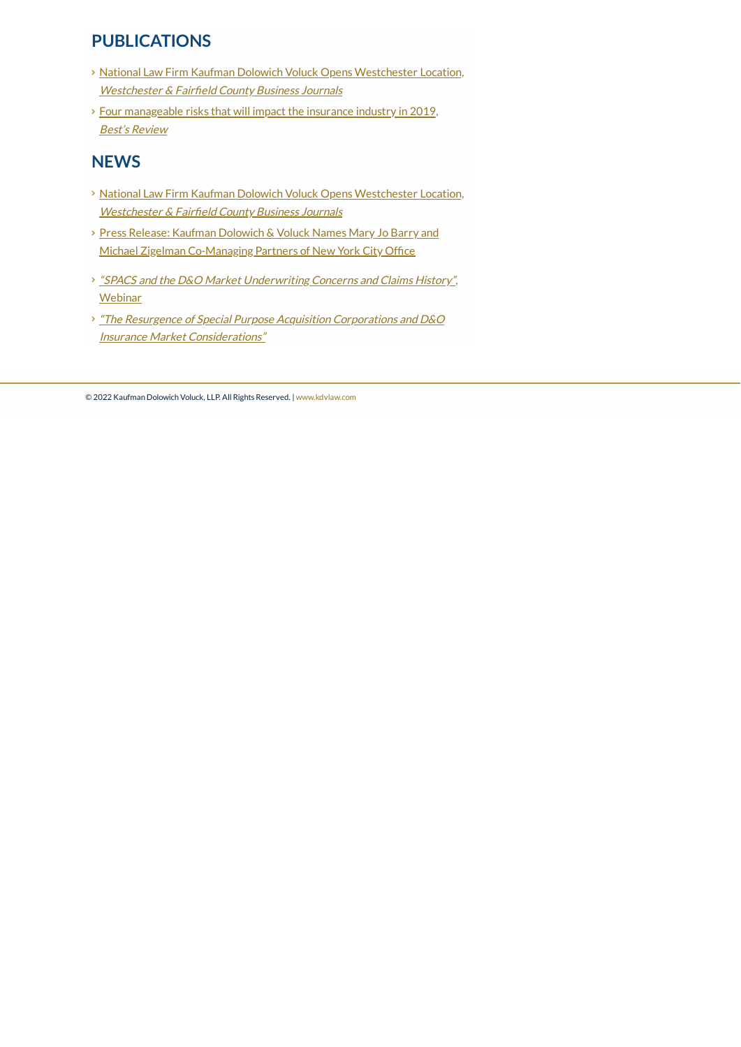## PUBLICATIONS

- National Law Firm Kaufman Dolowich Voluck Opens Westchester Location, *Westchester & Fairfield County Business Journals*
- Four manageable risks that will impact the insurance industry in 2019, *Best's Review*

## NEWS

- National Law Firm Kaufman Dolowich Voluck Opens Westchester Location, *Westchester & Fairfield County Business Journals*
- Press Release: Kaufman Dolowich & Voluck Names Mary Jo Barry and Michael Zigelman Co-Managing Partners of New York City Office
- *"SPACS and the D&O Market Underwriting Concerns and Claims History"*, Webinar
- *"The Resurgence of Special Purpose Acquisition Corporations and D&O Insurance Market Considerations"*

© 2022 Kaufman Dolowich Voluck, LLP. All Rights Reserved. | www.kdvlaw.com